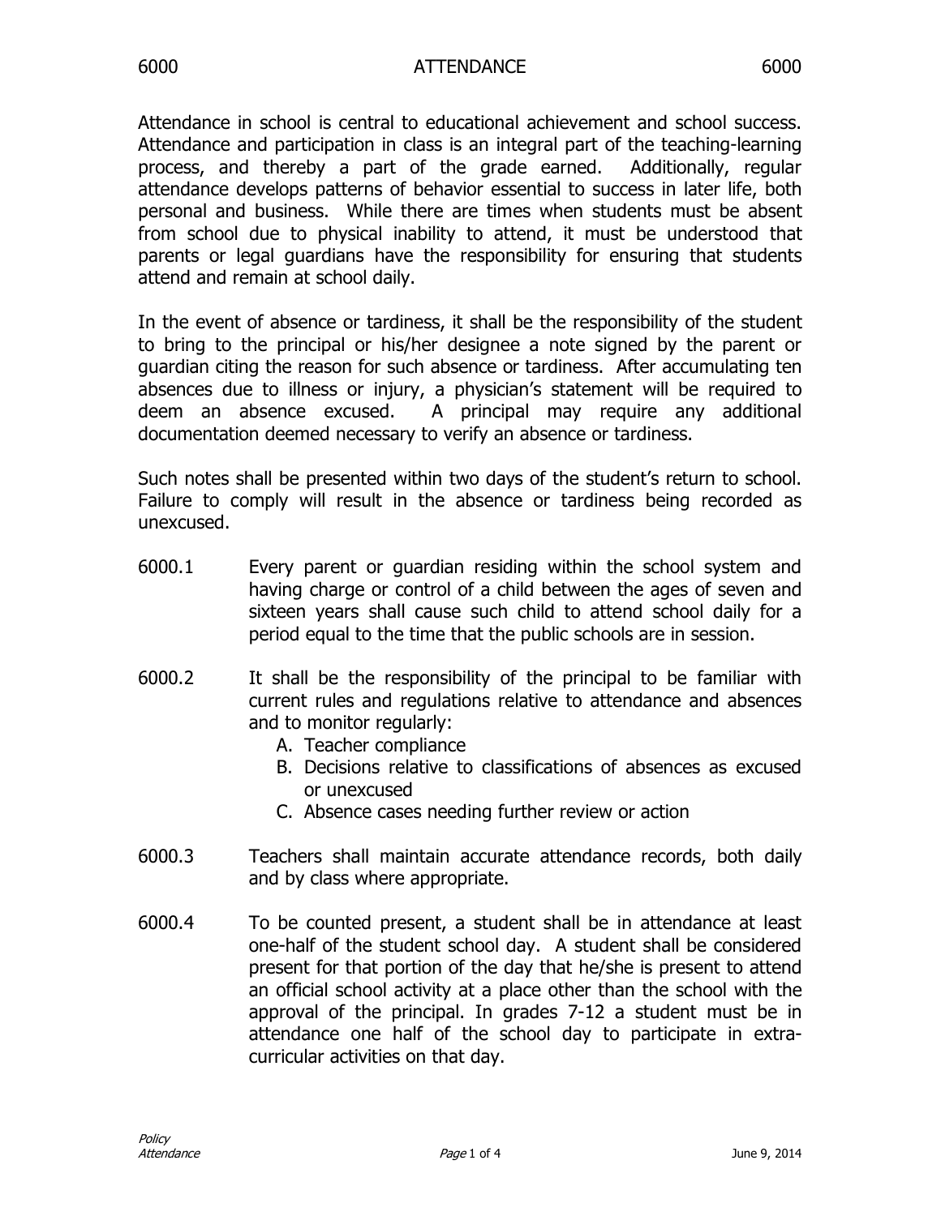# 6000 ATTENDANCE 6000

Attendance in school is central to educational achievement and school success. Attendance and participation in class is an integral part of the teaching-learning process, and thereby a part of the grade earned. Additionally, regular attendance develops patterns of behavior essential to success in later life, both personal and business. While there are times when students must be absent from school due to physical inability to attend, it must be understood that parents or legal guardians have the responsibility for ensuring that students attend and remain at school daily.

In the event of absence or tardiness, it shall be the responsibility of the student to bring to the principal or his/her designee a note signed by the parent or guardian citing the reason for such absence or tardiness. After accumulating ten absences due to illness or injury, a physician's statement will be required to deem an absence excused. A principal may require any additional documentation deemed necessary to verify an absence or tardiness.

Such notes shall be presented within two days of the student's return to school. Failure to comply will result in the absence or tardiness being recorded as unexcused.

6000.1 Every parent or guardian residing within the school system and having charge or control of a child between the ages of seven and sixteen years shall cause such child to attend school daily for a period equal to the time that the public schools are in session.

6000.2 It shall be the responsibility of the principal to be familiar with current rules and regulations relative to attendance and absences and to monitor regularly:

A. Teacher compliance
B. Decisions relative to classifications of absences as excused or unexcused
C. Absence cases needing further review or action

6000.3 Teachers shall maintain accurate attendance records, both daily and by class where appropriate.

6000.4 To be counted present, a student shall be in attendance at least one-half of the student school day. A student shall be considered present for that portion of the day that he/she is present to attend an official school activity at a place other than the school with the approval of the principal. In grades 7-12 a student must be in attendance one half of the school day to participate in extra-curricular activities on that day.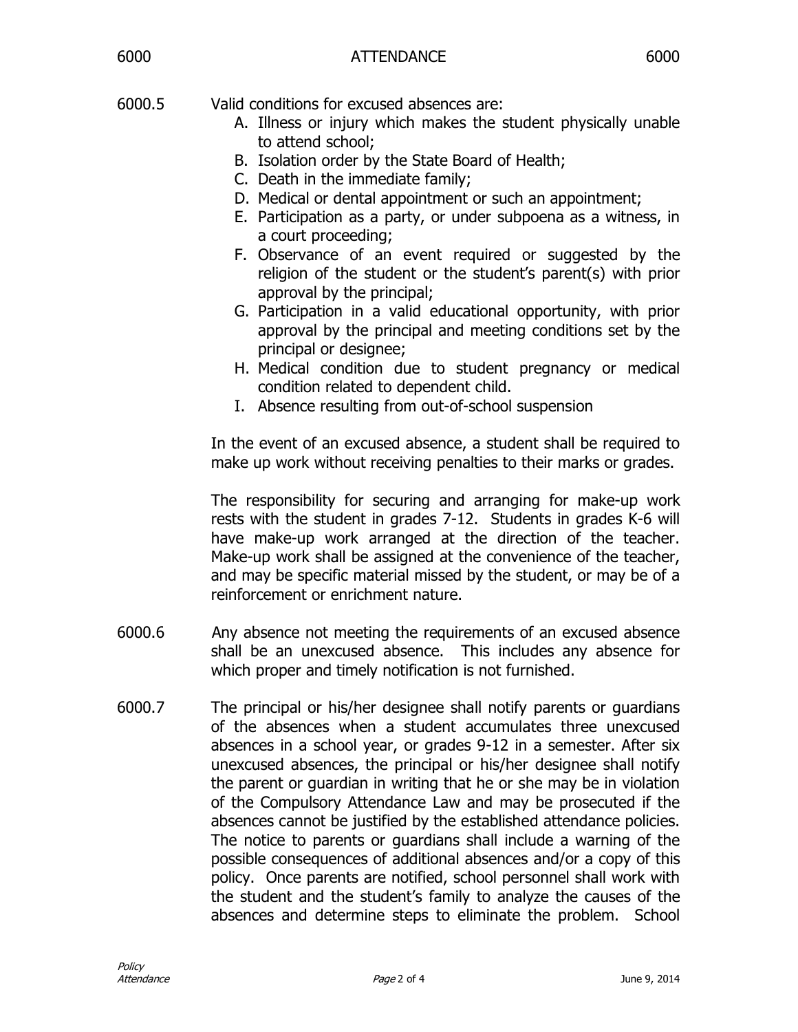6000.5 Valid conditions for excused absences are:

A. Illness or injury which makes the student physically unable to attend school;
B. Isolation order by the State Board of Health;
C. Death in the immediate family;
D. Medical or dental appointment or such an appointment;
E. Participation as a party, or under subpoena as a witness, in a court proceeding;
F. Observance of an event required or suggested by the religion of the student or the student's parent(s) with prior approval by the principal;
G. Participation in a valid educational opportunity, with prior approval by the principal and meeting conditions set by the principal or designee;
H. Medical condition due to student pregnancy or medical condition related to dependent child.
I. Absence resulting from out-of-school suspension

In the event of an excused absence, a student shall be required to make up work without receiving penalties to their marks or grades.

The responsibility for securing and arranging for make-up work rests with the student in grades 7-12. Students in grades K-6 will have make-up work arranged at the direction of the teacher. Make-up work shall be assigned at the convenience of the teacher, and may be specific material missed by the student, or may be of a reinforcement or enrichment nature.

6000.6 Any absence not meeting the requirements of an excused absence shall be an unexcused absence. This includes any absence for which proper and timely notification is not furnished.

6000.7 The principal or his/her designee shall notify parents or guardians of the absences when a student accumulates three unexcused absences in a school year, or grades 9-12 in a semester. After six unexcused absences, the principal or his/her designee shall notify the parent or guardian in writing that he or she may be in violation of the Compulsory Attendance Law and may be prosecuted if the absences cannot be justified by the established attendance policies. The notice to parents or guardians shall include a warning of the possible consequences of additional absences and/or a copy of this policy. Once parents are notified, school personnel shall work with the student and the student's family to analyze the causes of the absences and determine steps to eliminate the problem. School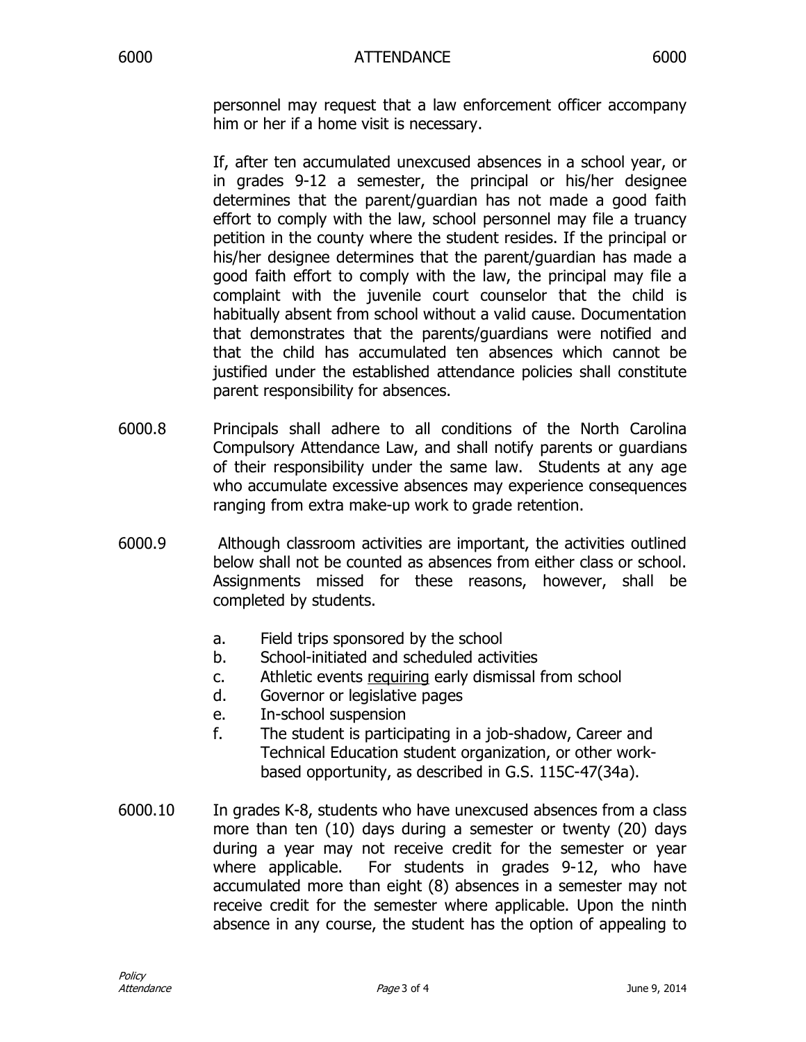personnel may request that a law enforcement officer accompany him or her if a home visit is necessary.

If, after ten accumulated unexcused absences in a school year, or in grades 9-12 a semester, the principal or his/her designee determines that the parent/guardian has not made a good faith effort to comply with the law, school personnel may file a truancy petition in the county where the student resides. If the principal or his/her designee determines that the parent/guardian has made a good faith effort to comply with the law, the principal may file a complaint with the juvenile court counselor that the child is habitually absent from school without a valid cause. Documentation that demonstrates that the parents/guardians were notified and that the child has accumulated ten absences which cannot be justified under the established attendance policies shall constitute parent responsibility for absences.

6000.8 Principals shall adhere to all conditions of the North Carolina Compulsory Attendance Law, and shall notify parents or guardians of their responsibility under the same law. Students at any age who accumulate excessive absences may experience consequences ranging from extra make-up work to grade retention.

6000.9 Although classroom activities are important, the activities outlined below shall not be counted as absences from either class or school. Assignments missed for these reasons, however, shall be completed by students.

a. Field trips sponsored by the school
b. School-initiated and scheduled activities
c. Athletic events <u>requiring</u> early dismissal from school
d. Governor or legislative pages
e. In-school suspension
f. The student is participating in a job-shadow, Career and Technical Education student organization, or other work-based opportunity, as described in G.S. 115C-47(34a).

6000.10 In grades K-8, students who have unexcused absences from a class more than ten (10) days during a semester or twenty (20) days during a year may not receive credit for the semester or year where applicable. For students in grades 9-12, who have accumulated more than eight (8) absences in a semester may not receive credit for the semester where applicable. Upon the ninth absence in any course, the student has the option of appealing to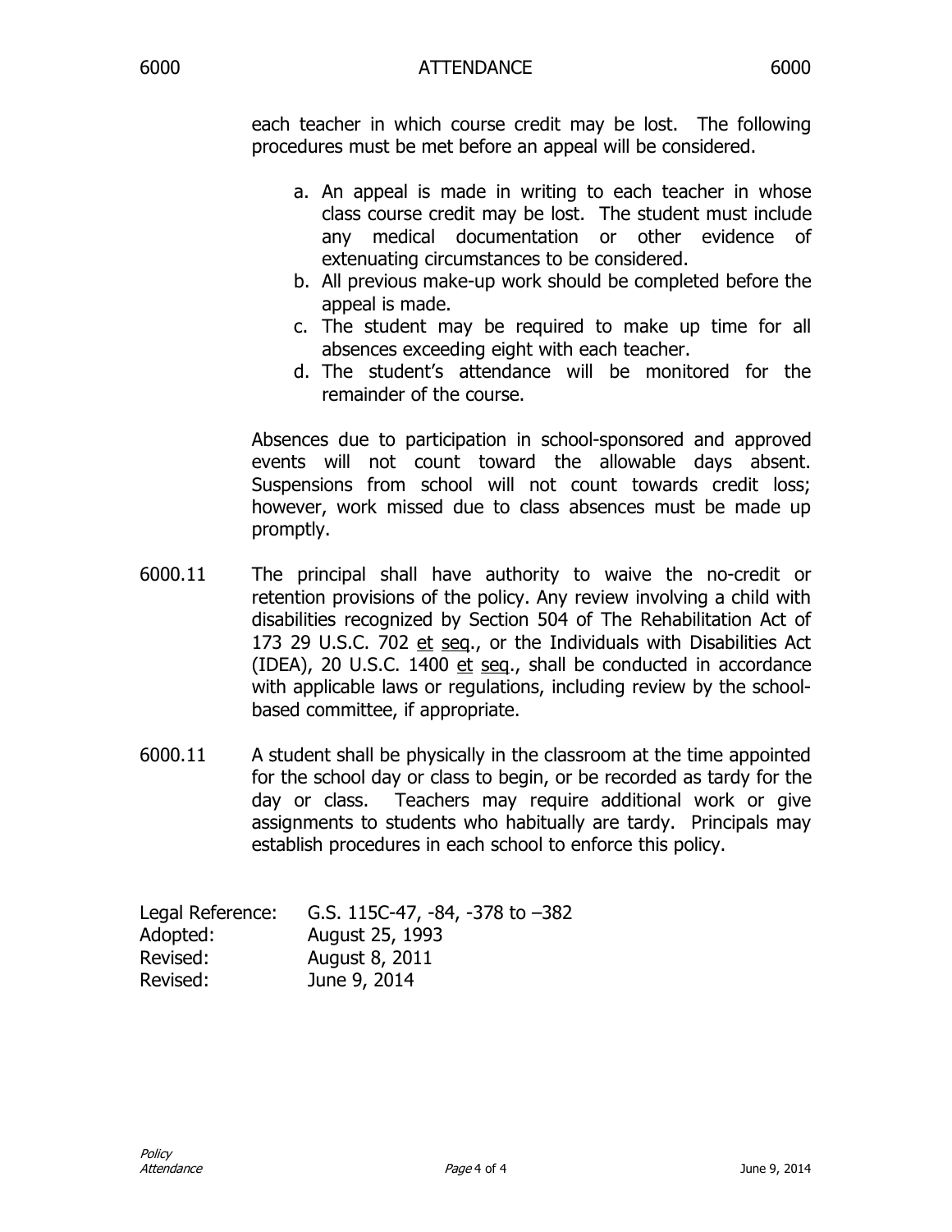each teacher in which course credit may be lost. The following procedures must be met before an appeal will be considered.

a. An appeal is made in writing to each teacher in whose class course credit may be lost. The student must include any medical documentation or other evidence of extenuating circumstances to be considered.
b. All previous make-up work should be completed before the appeal is made.
c. The student may be required to make up time for all absences exceeding eight with each teacher.
d. The student's attendance will be monitored for the remainder of the course.

Absences due to participation in school-sponsored and approved events will not count toward the allowable days absent. Suspensions from school will not count towards credit loss; however, work missed due to class absences must be made up promptly.

6000.11 The principal shall have authority to waive the no-credit or retention provisions of the policy. Any review involving a child with disabilities recognized by Section 504 of The Rehabilitation Act of 173 29 U.S.C. 702 et seq., or the Individuals with Disabilities Act (IDEA), 20 U.S.C. 1400 et seq., shall be conducted in accordance with applicable laws or regulations, including review by the school-based committee, if appropriate.

6000.11 A student shall be physically in the classroom at the time appointed for the school day or class to begin, or be recorded as tardy for the day or class. Teachers may require additional work or give assignments to students who habitually are tardy. Principals may establish procedures in each school to enforce this policy.

| | |
|---|---|
| Legal Reference: | G.S. 115C-47, -84, -378 to –382 |
| Adopted: | August 25, 1993 |
| Revised: | August 8, 2011 |
| Revised: | June 9, 2014 |